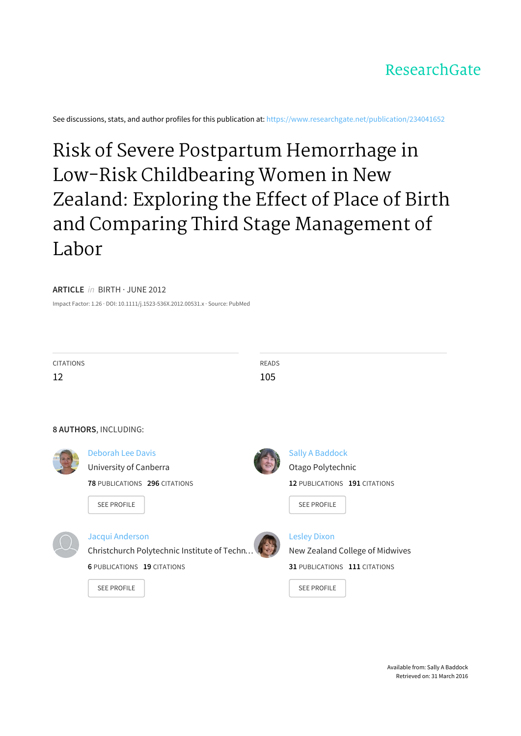ResearchGate

See discussions, stats, and author profiles for this publication at: https://www.researchgate.net/publication/234041652

# Risk of Severe Postpartum Hemorrhage in Low-Risk Childbearing Women in New Zealand: Exploring the Effect of Place of Birth and Comparing Third Stage Management of Labor

**ARTICLE** *in* BIRTH · JUNE 2012

Impact Factor: 1.26 · DOI: 10.1111/j.1523-536X.2012.00531.x · Source: PubMed

| CITATIONS | READS |
|---|---|
| 12 | 105 |

**8 AUTHORS**, INCLUDING:

**Deborah Lee Davis**
University of Canberra
**78** PUBLICATIONS **296** CITATIONS
SEE PROFILE

**Sally A Baddock**
Otago Polytechnic
**12** PUBLICATIONS **191** CITATIONS
SEE PROFILE

**Jacqui Anderson**
Christchurch Polytechnic Institute of Techn…
**6** PUBLICATIONS **19** CITATIONS
SEE PROFILE

**Lesley Dixon**
New Zealand College of Midwives
**31** PUBLICATIONS **111** CITATIONS
SEE PROFILE

Available from: Sally A Baddock
Retrieved on: 31 March 2016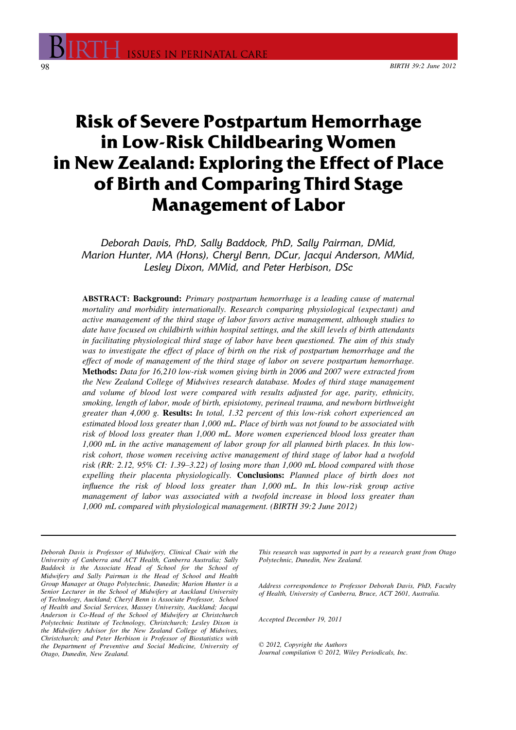# Risk of Severe Postpartum Hemorrhage in Low-Risk Childbearing Women in New Zealand: Exploring the Effect of Place of Birth and Comparing Third Stage Management of Labor

*Deborah Davis, PhD, Sally Baddock, PhD, Sally Pairman, DMid, Marion Hunter, MA (Hons), Cheryl Benn, DCur, Jacqui Anderson, MMid, Lesley Dixon, MMid, and Peter Herbison, DSc*

**ABSTRACT: Background:** *Primary postpartum hemorrhage is a leading cause of maternal mortality and morbidity internationally. Research comparing physiological (expectant) and active management of the third stage of labor favors active management, although studies to date have focused on childbirth within hospital settings, and the skill levels of birth attendants in facilitating physiological third stage of labor have been questioned. The aim of this study was to investigate the effect of place of birth on the risk of postpartum hemorrhage and the effect of mode of management of the third stage of labor on severe postpartum hemorrhage.* **Methods:** *Data for 16,210 low-risk women giving birth in 2006 and 2007 were extracted from the New Zealand College of Midwives research database. Modes of third stage management and volume of blood lost were compared with results adjusted for age, parity, ethnicity, smoking, length of labor, mode of birth, episiotomy, perineal trauma, and newborn birthweight greater than 4,000 g.* **Results:** *In total, 1.32 percent of this low-risk cohort experienced an estimated blood loss greater than 1,000 mL. Place of birth was not found to be associated with risk of blood loss greater than 1,000 mL. More women experienced blood loss greater than 1,000 mL in the active management of labor group for all planned birth places. In this low-risk cohort, those women receiving active management of third stage of labor had a twofold risk (RR: 2.12, 95% CI: 1.39–3.22) of losing more than 1,000 mL blood compared with those expelling their placenta physiologically.* **Conclusions:** *Planned place of birth does not influence the risk of blood loss greater than 1,000 mL. In this low-risk group active management of labor was associated with a twofold increase in blood loss greater than 1,000 mL compared with physiological management. (BIRTH 39:2 June 2012)*

---

*Deborah Davis is Professor of Midwifery, Clinical Chair with the University of Canberra and ACT Health, Canberra Australia; Sally Baddock is the Associate Head of School for the School of Midwifery and Sally Pairman is the Head of School and Health Group Manager at Otago Polytechnic, Dunedin; Marion Hunter is a Senior Lecturer in the School of Midwifery at Auckland University of Technology, Auckland; Cheryl Benn is Associate Professor, School of Health and Social Services, Massey University, Auckland; Jacqui Anderson is Co-Head of the School of Midwifery at Christchurch Polytechnic Institute of Technology, Christchurch; Lesley Dixon is the Midwifery Advisor for the New Zealand College of Midwives, Christchurch; and Peter Herbison is Professor of Biostatistics with the Department of Preventive and Social Medicine, University of Otago, Dunedin, New Zealand.*

*This research was supported in part by a research grant from Otago Polytechnic, Dunedin, New Zealand.*

*Address correspondence to Professor Deborah Davis, PhD, Faculty of Health, University of Canberra, Bruce, ACT 2601, Australia.*

*Accepted December 19, 2011*

*© 2012, Copyright the Authors*
*Journal compilation © 2012, Wiley Periodicals, Inc.*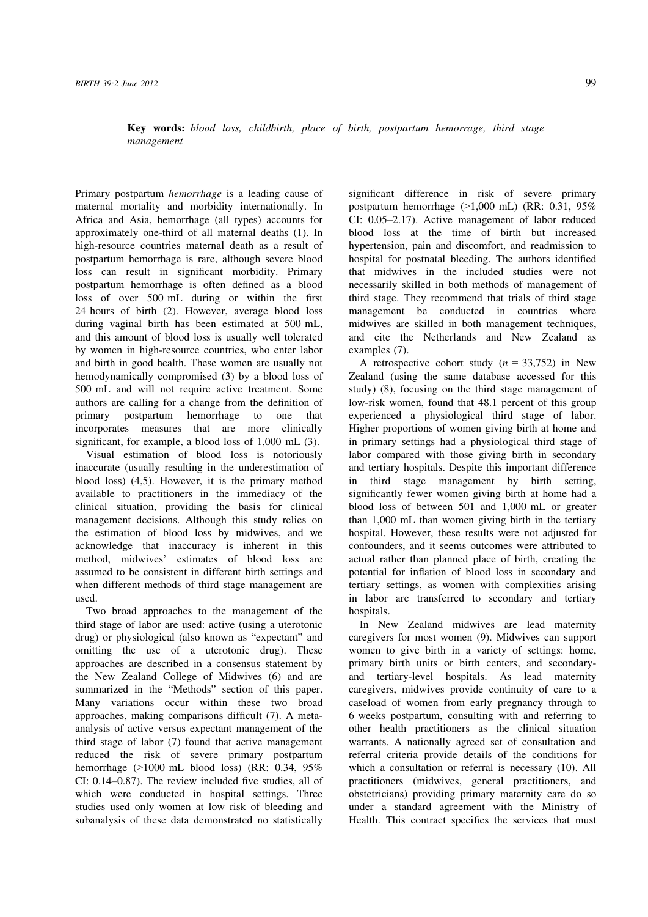**Key words:** *blood loss, childbirth, place of birth, postpartum hemorrage, third stage management*

Primary postpartum *hemorrhage* is a leading cause of maternal mortality and morbidity internationally. In Africa and Asia, hemorrhage (all types) accounts for approximately one-third of all maternal deaths (1). In high-resource countries maternal death as a result of postpartum hemorrhage is rare, although severe blood loss can result in significant morbidity. Primary postpartum hemorrhage is often defined as a blood loss of over 500 mL during or within the first 24 hours of birth (2). However, average blood loss during vaginal birth has been estimated at 500 mL, and this amount of blood loss is usually well tolerated by women in high-resource countries, who enter labor and birth in good health. These women are usually not hemodynamically compromised (3) by a blood loss of 500 mL and will not require active treatment. Some authors are calling for a change from the definition of primary postpartum hemorrhage to one that incorporates measures that are more clinically significant, for example, a blood loss of 1,000 mL (3).

Visual estimation of blood loss is notoriously inaccurate (usually resulting in the underestimation of blood loss) (4,5). However, it is the primary method available to practitioners in the immediacy of the clinical situation, providing the basis for clinical management decisions. Although this study relies on the estimation of blood loss by midwives, and we acknowledge that inaccuracy is inherent in this method, midwives' estimates of blood loss are assumed to be consistent in different birth settings and when different methods of third stage management are used.

Two broad approaches to the management of the third stage of labor are used: active (using a uterotonic drug) or physiological (also known as "expectant" and omitting the use of a uterotonic drug). These approaches are described in a consensus statement by the New Zealand College of Midwives (6) and are summarized in the "Methods" section of this paper. Many variations occur within these two broad approaches, making comparisons difficult (7). A meta-analysis of active versus expectant management of the third stage of labor (7) found that active management reduced the risk of severe primary postpartum hemorrhage (>1000 mL blood loss) (RR: 0.34, 95% CI: 0.14–0.87). The review included five studies, all of which were conducted in hospital settings. Three studies used only women at low risk of bleeding and subanalysis of these data demonstrated no statistically significant difference in risk of severe primary postpartum hemorrhage (>1,000 mL) (RR: 0.31, 95% CI: 0.05–2.17). Active management of labor reduced blood loss at the time of birth but increased hypertension, pain and discomfort, and readmission to hospital for postnatal bleeding. The authors identified that midwives in the included studies were not necessarily skilled in both methods of management of third stage. They recommend that trials of third stage management be conducted in countries where midwives are skilled in both management techniques, and cite the Netherlands and New Zealand as examples (7).

A retrospective cohort study ($n$ = 33,752) in New Zealand (using the same database accessed for this study) (8), focusing on the third stage management of low-risk women, found that 48.1 percent of this group experienced a physiological third stage of labor. Higher proportions of women giving birth at home and in primary settings had a physiological third stage of labor compared with those giving birth in secondary and tertiary hospitals. Despite this important difference in third stage management by birth setting, significantly fewer women giving birth at home had a blood loss of between 501 and 1,000 mL or greater than 1,000 mL than women giving birth in the tertiary hospital. However, these results were not adjusted for confounders, and it seems outcomes were attributed to actual rather than planned place of birth, creating the potential for inflation of blood loss in secondary and tertiary settings, as women with complexities arising in labor are transferred to secondary and tertiary hospitals.

In New Zealand midwives are lead maternity caregivers for most women (9). Midwives can support women to give birth in a variety of settings: home, primary birth units or birth centers, and secondary- and tertiary-level hospitals. As lead maternity caregivers, midwives provide continuity of care to a caseload of women from early pregnancy through to 6 weeks postpartum, consulting with and referring to other health practitioners as the clinical situation warrants. A nationally agreed set of consultation and referral criteria provide details of the conditions for which a consultation or referral is necessary (10). All practitioners (midwives, general practitioners, and obstetricians) providing primary maternity care do so under a standard agreement with the Ministry of Health. This contract specifies the services that must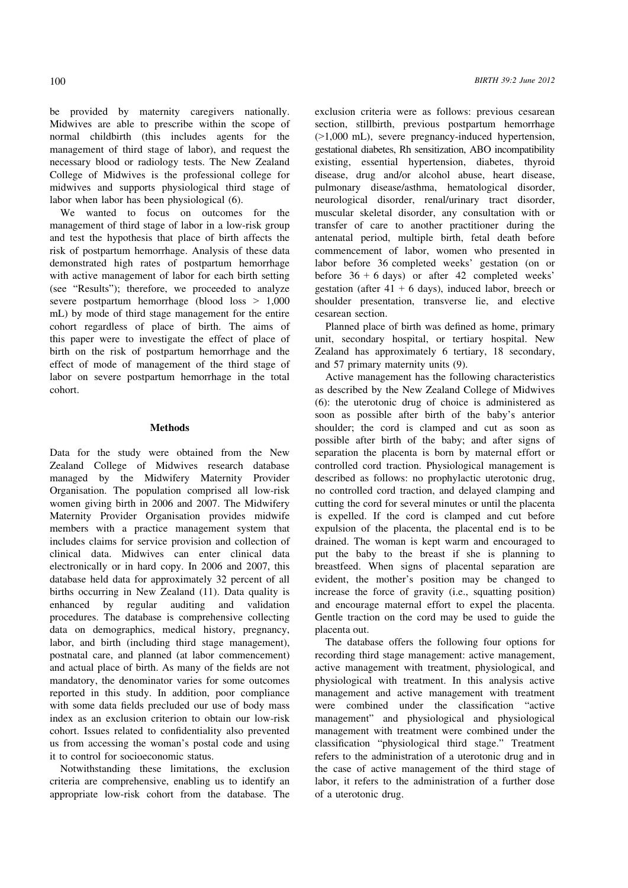be provided by maternity caregivers nationally. Midwives are able to prescribe within the scope of normal childbirth (this includes agents for the management of third stage of labor), and request the necessary blood or radiology tests. The New Zealand College of Midwives is the professional college for midwives and supports physiological third stage of labor when labor has been physiological (6).

We wanted to focus on outcomes for the management of third stage of labor in a low-risk group and test the hypothesis that place of birth affects the risk of postpartum hemorrhage. Analysis of these data demonstrated high rates of postpartum hemorrhage with active management of labor for each birth setting (see "Results"); therefore, we proceeded to analyze severe postpartum hemorrhage (blood loss > 1,000 mL) by mode of third stage management for the entire cohort regardless of place of birth. The aims of this paper were to investigate the effect of place of birth on the risk of postpartum hemorrhage and the effect of mode of management of the third stage of labor on severe postpartum hemorrhage in the total cohort.

## Methods

Data for the study were obtained from the New Zealand College of Midwives research database managed by the Midwifery Maternity Provider Organisation. The population comprised all low-risk women giving birth in 2006 and 2007. The Midwifery Maternity Provider Organisation provides midwife members with a practice management system that includes claims for service provision and collection of clinical data. Midwives can enter clinical data electronically or in hard copy. In 2006 and 2007, this database held data for approximately 32 percent of all births occurring in New Zealand (11). Data quality is enhanced by regular auditing and validation procedures. The database is comprehensive collecting data on demographics, medical history, pregnancy, labor, and birth (including third stage management), postnatal care, and planned (at labor commencement) and actual place of birth. As many of the fields are not mandatory, the denominator varies for some outcomes reported in this study. In addition, poor compliance with some data fields precluded our use of body mass index as an exclusion criterion to obtain our low-risk cohort. Issues related to confidentiality also prevented us from accessing the woman's postal code and using it to control for socioeconomic status.

Notwithstanding these limitations, the exclusion criteria are comprehensive, enabling us to identify an appropriate low-risk cohort from the database. The exclusion criteria were as follows: previous cesarean section, stillbirth, previous postpartum hemorrhage (>1,000 mL), severe pregnancy-induced hypertension, gestational diabetes, Rh sensitization, ABO incompatibility existing, essential hypertension, diabetes, thyroid disease, drug and/or alcohol abuse, heart disease, pulmonary disease/asthma, hematological disorder, neurological disorder, renal/urinary tract disorder, muscular skeletal disorder, any consultation with or transfer of care to another practitioner during the antenatal period, multiple birth, fetal death before commencement of labor, women who presented in labor before 36 completed weeks' gestation (on or before 36 + 6 days) or after 42 completed weeks' gestation (after 41 + 6 days), induced labor, breech or shoulder presentation, transverse lie, and elective cesarean section.

Planned place of birth was defined as home, primary unit, secondary hospital, or tertiary hospital. New Zealand has approximately 6 tertiary, 18 secondary, and 57 primary maternity units (9).

Active management has the following characteristics as described by the New Zealand College of Midwives (6): the uterotonic drug of choice is administered as soon as possible after birth of the baby's anterior shoulder; the cord is clamped and cut as soon as possible after birth of the baby; and after signs of separation the placenta is born by maternal effort or controlled cord traction. Physiological management is described as follows: no prophylactic uterotonic drug, no controlled cord traction, and delayed clamping and cutting the cord for several minutes or until the placenta is expelled. If the cord is clamped and cut before expulsion of the placenta, the placental end is to be drained. The woman is kept warm and encouraged to put the baby to the breast if she is planning to breastfeed. When signs of placental separation are evident, the mother's position may be changed to increase the force of gravity (i.e., squatting position) and encourage maternal effort to expel the placenta. Gentle traction on the cord may be used to guide the placenta out.

The database offers the following four options for recording third stage management: active management, active management with treatment, physiological, and physiological with treatment. In this analysis active management and active management with treatment were combined under the classification "active management" and physiological and physiological management with treatment were combined under the classification "physiological third stage." Treatment refers to the administration of a uterotonic drug and in the case of active management of the third stage of labor, it refers to the administration of a further dose of a uterotonic drug.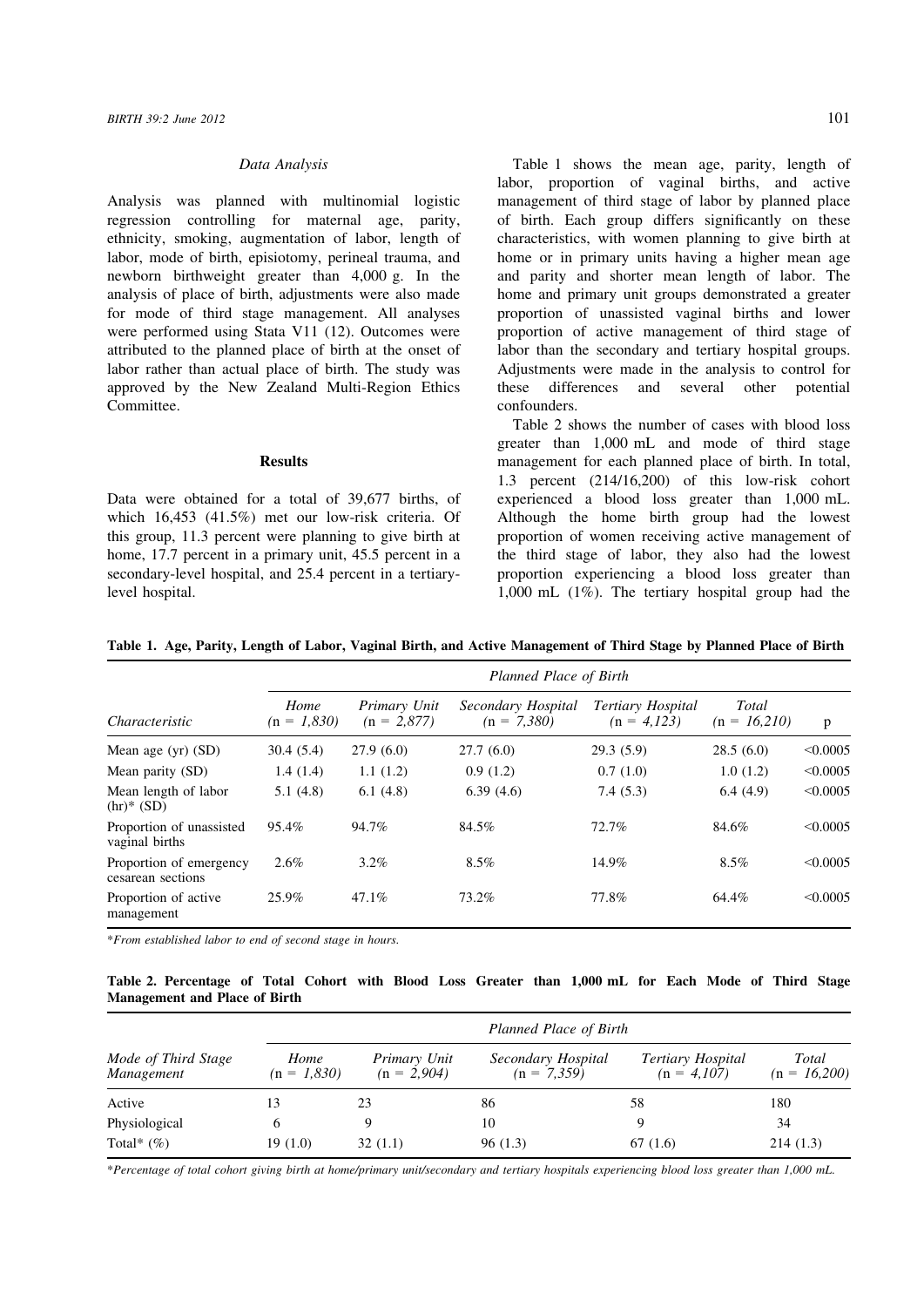### Data Analysis

Analysis was planned with multinomial logistic regression controlling for maternal age, parity, ethnicity, smoking, augmentation of labor, length of labor, mode of birth, episiotomy, perineal trauma, and newborn birthweight greater than 4,000 g. In the analysis of place of birth, adjustments were also made for mode of third stage management. All analyses were performed using Stata V11 (12). Outcomes were attributed to the planned place of birth at the onset of labor rather than actual place of birth. The study was approved by the New Zealand Multi-Region Ethics Committee.

## Results

Data were obtained for a total of 39,677 births, of which 16,453 (41.5%) met our low-risk criteria. Of this group, 11.3 percent were planning to give birth at home, 17.7 percent in a primary unit, 45.5 percent in a secondary-level hospital, and 25.4 percent in a tertiary-level hospital.

Table 1 shows the mean age, parity, length of labor, proportion of vaginal births, and active management of third stage of labor by planned place of birth. Each group differs significantly on these characteristics, with women planning to give birth at home or in primary units having a higher mean age and parity and shorter mean length of labor. The home and primary unit groups demonstrated a greater proportion of unassisted vaginal births and lower proportion of active management of third stage of labor than the secondary and tertiary hospital groups. Adjustments were made in the analysis to control for these differences and several other potential confounders.

Table 2 shows the number of cases with blood loss greater than 1,000 mL and mode of third stage management for each planned place of birth. In total, 1.3 percent (214/16,200) of this low-risk cohort experienced a blood loss greater than 1,000 mL. Although the home birth group had the lowest proportion of women receiving active management of the third stage of labor, they also had the lowest proportion experiencing a blood loss greater than 1,000 mL (1%). The tertiary hospital group had the

**Table 1. Age, Parity, Length of Labor, Vaginal Birth, and Active Management of Third Stage by Planned Place of Birth**

| | *Planned Place of Birth* | | | | | |
|---|---|---|---|---|---|---|
| *Characteristic* | *Home (n = 1,830)* | *Primary Unit (n = 2,877)* | *Secondary Hospital (n = 7,380)* | *Tertiary Hospital (n = 4,123)* | *Total (n = 16,210)* | p |
| Mean age (yr) (SD) | 30.4 (5.4) | 27.9 (6.0) | 27.7 (6.0) | 29.3 (5.9) | 28.5 (6.0) | <0.0005 |
| Mean parity (SD) | 1.4 (1.4) | 1.1 (1.2) | 0.9 (1.2) | 0.7 (1.0) | 1.0 (1.2) | <0.0005 |
| Mean length of labor (hr)* (SD) | 5.1 (4.8) | 6.1 (4.8) | 6.39 (4.6) | 7.4 (5.3) | 6.4 (4.9) | <0.0005 |
| Proportion of unassisted vaginal births | 95.4% | 94.7% | 84.5% | 72.7% | 84.6% | <0.0005 |
| Proportion of emergency cesarean sections | 2.6% | 3.2% | 8.5% | 14.9% | 8.5% | <0.0005 |
| Proportion of active management | 25.9% | 47.1% | 73.2% | 77.8% | 64.4% | <0.0005 |

*\*From established labor to end of second stage in hours.*

**Table 2. Percentage of Total Cohort with Blood Loss Greater than 1,000 mL for Each Mode of Third Stage Management and Place of Birth**

| | *Planned Place of Birth* | | | | |
|---|---|---|---|---|---|
| *Mode of Third Stage Management* | *Home (n = 1,830)* | *Primary Unit (n = 2,904)* | *Secondary Hospital (n = 7,359)* | *Tertiary Hospital (n = 4,107)* | *Total (n = 16,200)* |
| Active | 13 | 23 | 86 | 58 | 180 |
| Physiological | 6 | 9 | 10 | 9 | 34 |
| Total* (%) | 19 (1.0) | 32 (1.1) | 96 (1.3) | 67 (1.6) | 214 (1.3) |

*\*Percentage of total cohort giving birth at home/primary unit/secondary and tertiary hospitals experiencing blood loss greater than 1,000 mL.*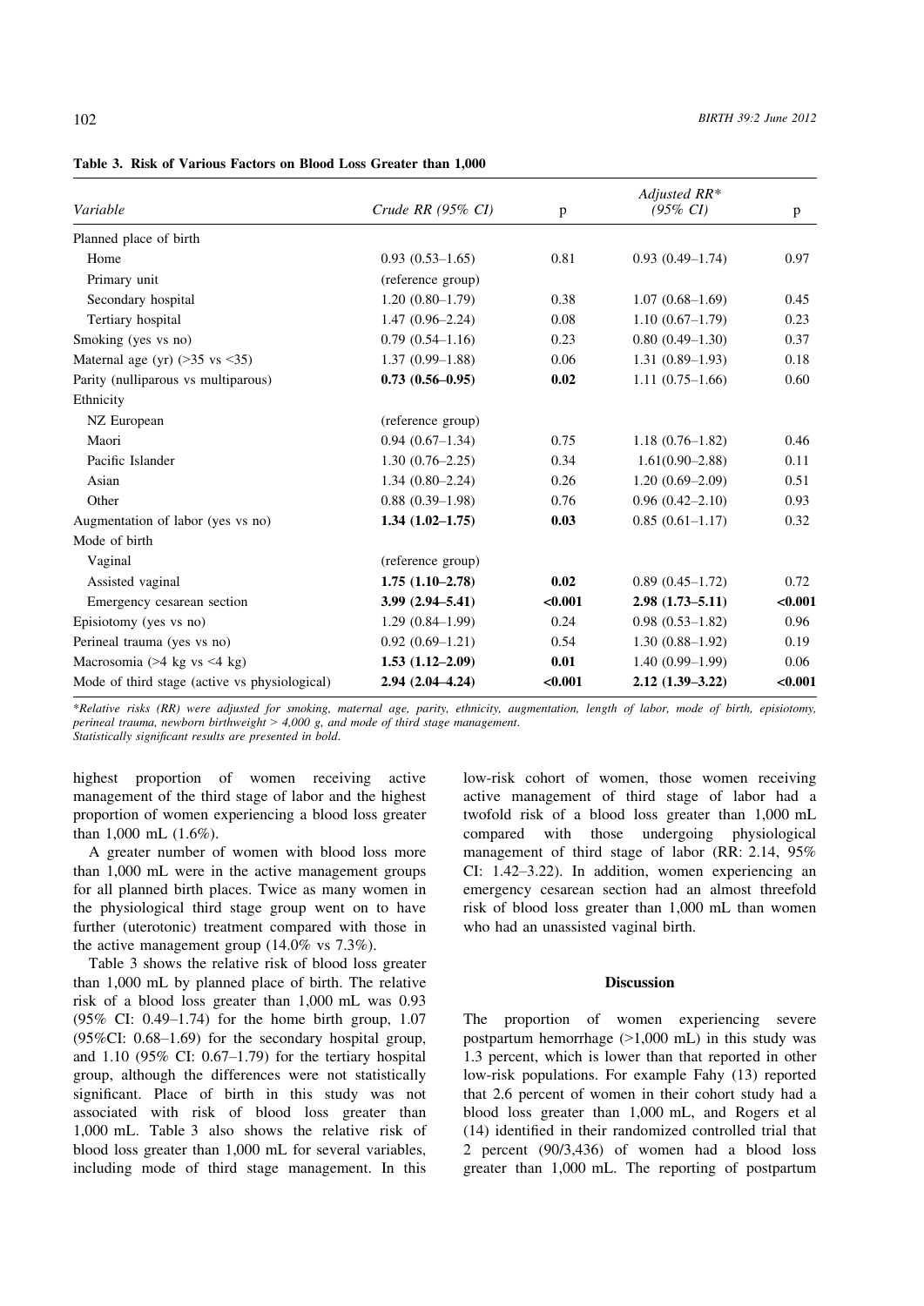**Table 3. Risk of Various Factors on Blood Loss Greater than 1,000**

| *Variable* | *Crude RR (95% CI)* | p | *Adjusted RR** *(95% CI)* | p |
|---|---|---|---|---|
| Planned place of birth | | | | |
| Home | 0.93 (0.53–1.65) | 0.81 | 0.93 (0.49–1.74) | 0.97 |
| Primary unit | (reference group) | | | |
| Secondary hospital | 1.20 (0.80–1.79) | 0.38 | 1.07 (0.68–1.69) | 0.45 |
| Tertiary hospital | 1.47 (0.96–2.24) | 0.08 | 1.10 (0.67–1.79) | 0.23 |
| Smoking (yes vs no) | 0.79 (0.54–1.16) | 0.23 | 0.80 (0.49–1.30) | 0.37 |
| Maternal age (yr) (>35 vs <35) | 1.37 (0.99–1.88) | 0.06 | 1.31 (0.89–1.93) | 0.18 |
| Parity (nulliparous vs multiparous) | **0.73 (0.56–0.95)** | **0.02** | 1.11 (0.75–1.66) | 0.60 |
| Ethnicity | | | | |
| NZ European | (reference group) | | | |
| Maori | 0.94 (0.67–1.34) | 0.75 | 1.18 (0.76–1.82) | 0.46 |
| Pacific Islander | 1.30 (0.76–2.25) | 0.34 | 1.61(0.90–2.88) | 0.11 |
| Asian | 1.34 (0.80–2.24) | 0.26 | 1.20 (0.69–2.09) | 0.51 |
| Other | 0.88 (0.39–1.98) | 0.76 | 0.96 (0.42–2.10) | 0.93 |
| Augmentation of labor (yes vs no) | **1.34 (1.02–1.75)** | **0.03** | 0.85 (0.61–1.17) | 0.32 |
| Mode of birth | | | | |
| Vaginal | (reference group) | | | |
| Assisted vaginal | **1.75 (1.10–2.78)** | **0.02** | 0.89 (0.45–1.72) | 0.72 |
| Emergency cesarean section | **3.99 (2.94–5.41)** | **<0.001** | **2.98 (1.73–5.11)** | **<0.001** |
| Episiotomy (yes vs no) | 1.29 (0.84–1.99) | 0.24 | 0.98 (0.53–1.82) | 0.96 |
| Perineal trauma (yes vs no) | 0.92 (0.69–1.21) | 0.54 | 1.30 (0.88–1.92) | 0.19 |
| Macrosomia (>4 kg vs <4 kg) | **1.53 (1.12–2.09)** | **0.01** | 1.40 (0.99–1.99) | 0.06 |
| Mode of third stage (active vs physiological) | **2.94 (2.04–4.24)** | **<0.001** | **2.12 (1.39–3.22)** | **<0.001** |

*\*Relative risks (RR) were adjusted for smoking, maternal age, parity, ethnicity, augmentation, length of labor, mode of birth, episiotomy, perineal trauma, newborn birthweight > 4,000 g, and mode of third stage management.*
*Statistically significant results are presented in bold.*

highest proportion of women receiving active management of the third stage of labor and the highest proportion of women experiencing a blood loss greater than 1,000 mL (1.6%).

A greater number of women with blood loss more than 1,000 mL were in the active management groups for all planned birth places. Twice as many women in the physiological third stage group went on to have further (uterotonic) treatment compared with those in the active management group (14.0% vs 7.3%).

Table 3 shows the relative risk of blood loss greater than 1,000 mL by planned place of birth. The relative risk of a blood loss greater than 1,000 mL was 0.93 (95% CI: 0.49–1.74) for the home birth group, 1.07 (95%CI: 0.68–1.69) for the secondary hospital group, and 1.10 (95% CI: 0.67–1.79) for the tertiary hospital group, although the differences were not statistically significant. Place of birth in this study was not associated with risk of blood loss greater than 1,000 mL. Table 3 also shows the relative risk of blood loss greater than 1,000 mL for several variables, including mode of third stage management. In this low-risk cohort of women, those women receiving active management of third stage of labor had a twofold risk of a blood loss greater than 1,000 mL compared with those undergoing physiological management of third stage of labor (RR: 2.14, 95% CI: 1.42–3.22). In addition, women experiencing an emergency cesarean section had an almost threefold risk of blood loss greater than 1,000 mL than women who had an unassisted vaginal birth.

## Discussion

The proportion of women experiencing severe postpartum hemorrhage (>1,000 mL) in this study was 1.3 percent, which is lower than that reported in other low-risk populations. For example Fahy (13) reported that 2.6 percent of women in their cohort study had a blood loss greater than 1,000 mL, and Rogers et al (14) identified in their randomized controlled trial that 2 percent (90/3,436) of women had a blood loss greater than 1,000 mL. The reporting of postpartum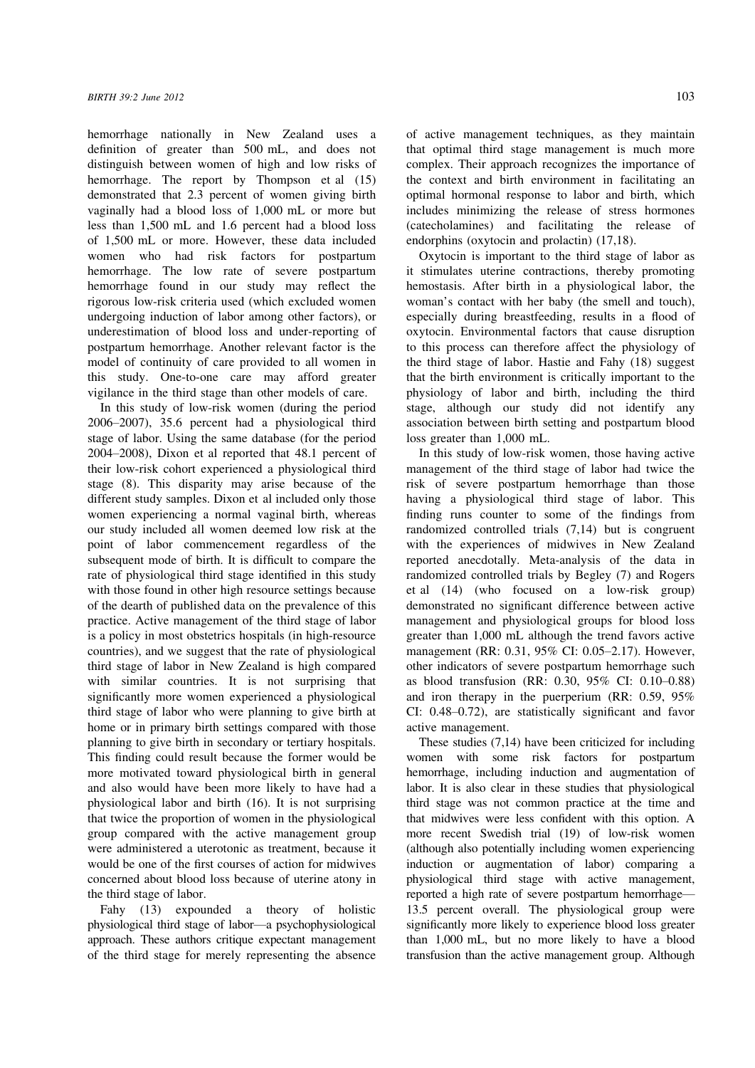hemorrhage nationally in New Zealand uses a definition of greater than 500 mL, and does not distinguish between women of high and low risks of hemorrhage. The report by Thompson et al (15) demonstrated that 2.3 percent of women giving birth vaginally had a blood loss of 1,000 mL or more but less than 1,500 mL and 1.6 percent had a blood loss of 1,500 mL or more. However, these data included women who had risk factors for postpartum hemorrhage. The low rate of severe postpartum hemorrhage found in our study may reflect the rigorous low-risk criteria used (which excluded women undergoing induction of labor among other factors), or underestimation of blood loss and under-reporting of postpartum hemorrhage. Another relevant factor is the model of continuity of care provided to all women in this study. One-to-one care may afford greater vigilance in the third stage than other models of care.

In this study of low-risk women (during the period 2006–2007), 35.6 percent had a physiological third stage of labor. Using the same database (for the period 2004–2008), Dixon et al reported that 48.1 percent of their low-risk cohort experienced a physiological third stage (8). This disparity may arise because of the different study samples. Dixon et al included only those women experiencing a normal vaginal birth, whereas our study included all women deemed low risk at the point of labor commencement regardless of the subsequent mode of birth. It is difficult to compare the rate of physiological third stage identified in this study with those found in other high resource settings because of the dearth of published data on the prevalence of this practice. Active management of the third stage of labor is a policy in most obstetrics hospitals (in high-resource countries), and we suggest that the rate of physiological third stage of labor in New Zealand is high compared with similar countries. It is not surprising that significantly more women experienced a physiological third stage of labor who were planning to give birth at home or in primary birth settings compared with those planning to give birth in secondary or tertiary hospitals. This finding could result because the former would be more motivated toward physiological birth in general and also would have been more likely to have had a physiological labor and birth (16). It is not surprising that twice the proportion of women in the physiological group compared with the active management group were administered a uterotonic as treatment, because it would be one of the first courses of action for midwives concerned about blood loss because of uterine atony in the third stage of labor.

Fahy (13) expounded a theory of holistic physiological third stage of labor—a psychophysiological approach. These authors critique expectant management of the third stage for merely representing the absence of active management techniques, as they maintain that optimal third stage management is much more complex. Their approach recognizes the importance of the context and birth environment in facilitating an optimal hormonal response to labor and birth, which includes minimizing the release of stress hormones (catecholamines) and facilitating the release of endorphins (oxytocin and prolactin) (17,18).

Oxytocin is important to the third stage of labor as it stimulates uterine contractions, thereby promoting hemostasis. After birth in a physiological labor, the woman's contact with her baby (the smell and touch), especially during breastfeeding, results in a flood of oxytocin. Environmental factors that cause disruption to this process can therefore affect the physiology of the third stage of labor. Hastie and Fahy (18) suggest that the birth environment is critically important to the physiology of labor and birth, including the third stage, although our study did not identify any association between birth setting and postpartum blood loss greater than 1,000 mL.

In this study of low-risk women, those having active management of the third stage of labor had twice the risk of severe postpartum hemorrhage than those having a physiological third stage of labor. This finding runs counter to some of the findings from randomized controlled trials (7,14) but is congruent with the experiences of midwives in New Zealand reported anecdotally. Meta-analysis of the data in randomized controlled trials by Begley (7) and Rogers et al (14) (who focused on a low-risk group) demonstrated no significant difference between active management and physiological groups for blood loss greater than 1,000 mL although the trend favors active management (RR: 0.31, 95% CI: 0.05–2.17). However, other indicators of severe postpartum hemorrhage such as blood transfusion (RR: 0.30, 95% CI: 0.10–0.88) and iron therapy in the puerperium (RR: 0.59, 95% CI: 0.48–0.72), are statistically significant and favor active management.

These studies (7,14) have been criticized for including women with some risk factors for postpartum hemorrhage, including induction and augmentation of labor. It is also clear in these studies that physiological third stage was not common practice at the time and that midwives were less confident with this option. A more recent Swedish trial (19) of low-risk women (although also potentially including women experiencing induction or augmentation of labor) comparing a physiological third stage with active management, reported a high rate of severe postpartum hemorrhage—13.5 percent overall. The physiological group were significantly more likely to experience blood loss greater than 1,000 mL, but no more likely to have a blood transfusion than the active management group. Although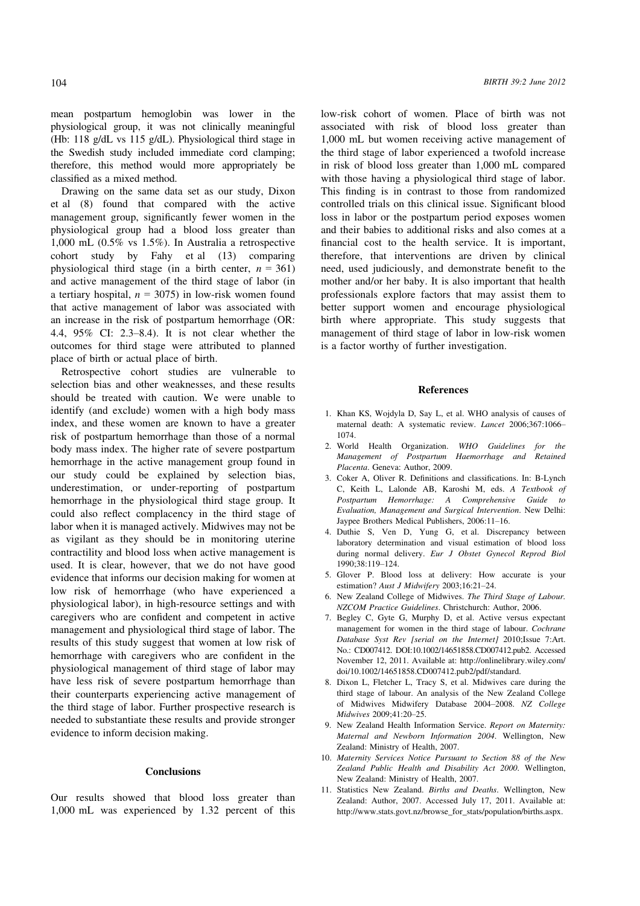mean postpartum hemoglobin was lower in the physiological group, it was not clinically meaningful (Hb: 118 g/dL vs 115 g/dL). Physiological third stage in the Swedish study included immediate cord clamping; therefore, this method would more appropriately be classified as a mixed method.

Drawing on the same data set as our study, Dixon et al (8) found that compared with the active management group, significantly fewer women in the physiological group had a blood loss greater than 1,000 mL (0.5% vs 1.5%). In Australia a retrospective cohort study by Fahy et al (13) comparing physiological third stage (in a birth center, $n = 361$) and active management of the third stage of labor (in a tertiary hospital, $n = 3075$) in low-risk women found that active management of labor was associated with an increase in the risk of postpartum hemorrhage (OR: 4.4, 95% CI: 2.3–8.4). It is not clear whether the outcomes for third stage were attributed to planned place of birth or actual place of birth.

Retrospective cohort studies are vulnerable to selection bias and other weaknesses, and these results should be treated with caution. We were unable to identify (and exclude) women with a high body mass index, and these women are known to have a greater risk of postpartum hemorrhage than those of a normal body mass index. The higher rate of severe postpartum hemorrhage in the active management group found in our study could be explained by selection bias, underestimation, or under-reporting of postpartum hemorrhage in the physiological third stage group. It could also reflect complacency in the third stage of labor when it is managed actively. Midwives may not be as vigilant as they should be in monitoring uterine contractility and blood loss when active management is used. It is clear, however, that we do not have good evidence that informs our decision making for women at low risk of hemorrhage (who have experienced a physiological labor), in high-resource settings and with caregivers who are confident and competent in active management and physiological third stage of labor. The results of this study suggest that women at low risk of hemorrhage with caregivers who are confident in the physiological management of third stage of labor may have less risk of severe postpartum hemorrhage than their counterparts experiencing active management of the third stage of labor. Further prospective research is needed to substantiate these results and provide stronger evidence to inform decision making.

## Conclusions

Our results showed that blood loss greater than 1,000 mL was experienced by 1.32 percent of this low-risk cohort of women. Place of birth was not associated with risk of blood loss greater than 1,000 mL but women receiving active management of the third stage of labor experienced a twofold increase in risk of blood loss greater than 1,000 mL compared with those having a physiological third stage of labor. This finding is in contrast to those from randomized controlled trials on this clinical issue. Significant blood loss in labor or the postpartum period exposes women and their babies to additional risks and also comes at a financial cost to the health service. It is important, therefore, that interventions are driven by clinical need, used judiciously, and demonstrate benefit to the mother and/or her baby. It is also important that health professionals explore factors that may assist them to better support women and encourage physiological birth where appropriate. This study suggests that management of third stage of labor in low-risk women is a factor worthy of further investigation.

## References

1. Khan KS, Wojdyla D, Say L, et al. WHO analysis of causes of maternal death: A systematic review. *Lancet* 2006;367:1066–1074.
2. World Health Organization. *WHO Guidelines for the Management of Postpartum Haemorrhage and Retained Placenta*. Geneva: Author, 2009.
3. Coker A, Oliver R. Definitions and classifications. In: B-Lynch C, Keith L, Lalonde AB, Karoshi M, eds. *A Textbook of Postpartum Hemorrhage: A Comprehensive Guide to Evaluation, Management and Surgical Intervention*. New Delhi: Jaypee Brothers Medical Publishers, 2006:11–16.
4. Duthie S, Ven D, Yung G, et al. Discrepancy between laboratory determination and visual estimation of blood loss during normal delivery. *Eur J Obstet Gynecol Reprod Biol* 1990;38:119–124.
5. Glover P. Blood loss at delivery: How accurate is your estimation? *Aust J Midwifery* 2003;16:21–24.
6. New Zealand College of Midwives. *The Third Stage of Labour. NZCOM Practice Guidelines*. Christchurch: Author, 2006.
7. Begley C, Gyte G, Murphy D, et al. Active versus expectant management for women in the third stage of labour. *Cochrane Database Syst Rev [serial on the Internet]* 2010;Issue 7:Art. No.: CD007412. DOI:10.1002/14651858.CD007412.pub2. Accessed November 12, 2011. Available at: http://onlinelibrary.wiley.com/doi/10.1002/14651858.CD007412.pub2/pdf/standard.
8. Dixon L, Fletcher L, Tracy S, et al. Midwives care during the third stage of labour. An analysis of the New Zealand College of Midwives Midwifery Database 2004–2008. *NZ College Midwives* 2009;41:20–25.
9. New Zealand Health Information Service. *Report on Maternity: Maternal and Newborn Information 2004*. Wellington, New Zealand: Ministry of Health, 2007.
10. *Maternity Services Notice Pursuant to Section 88 of the New Zealand Public Health and Disability Act 2000*. Wellington, New Zealand: Ministry of Health, 2007.
11. Statistics New Zealand. *Births and Deaths*. Wellington, New Zealand: Author, 2007. Accessed July 17, 2011. Available at: http://www.stats.govt.nz/browse_for_stats/population/births.aspx.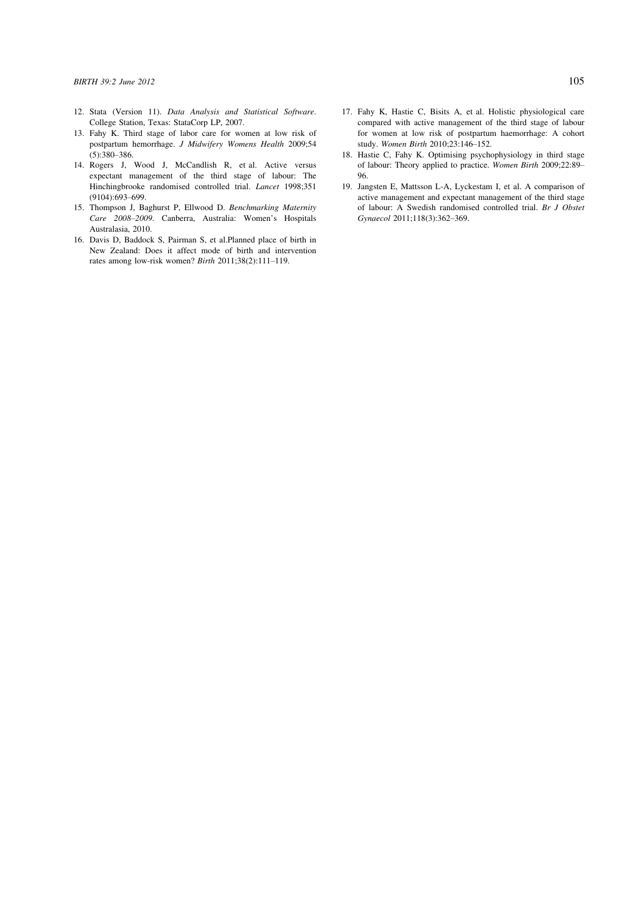12. Stata (Version 11). *Data Analysis and Statistical Software*. College Station, Texas: StataCorp LP, 2007.
13. Fahy K. Third stage of labor care for women at low risk of postpartum hemorrhage. *J Midwifery Womens Health* 2009;54(5):380–386.
14. Rogers J, Wood J, McCandlish R, et al. Active versus expectant management of the third stage of labour: The Hinchingbrooke randomised controlled trial. *Lancet* 1998;351(9104):693–699.
15. Thompson J, Baghurst P, Ellwood D. *Benchmarking Maternity Care 2008–2009*. Canberra, Australia: Women's Hospitals Australasia, 2010.
16. Davis D, Baddock S, Pairman S, et al.Planned place of birth in New Zealand: Does it affect mode of birth and intervention rates among low-risk women? *Birth* 2011;38(2):111–119.
17. Fahy K, Hastie C, Bisits A, et al. Holistic physiological care compared with active management of the third stage of labour for women at low risk of postpartum haemorrhage: A cohort study. *Women Birth* 2010;23:146–152.
18. Hastie C, Fahy K. Optimising psychophysiology in third stage of labour: Theory applied to practice. *Women Birth* 2009;22:89–96.
19. Jangsten E, Mattsson L-A, Lyckestam I, et al. A comparison of active management and expectant management of the third stage of labour: A Swedish randomised controlled trial. *Br J Obstet Gynaecol* 2011;118(3):362–369.